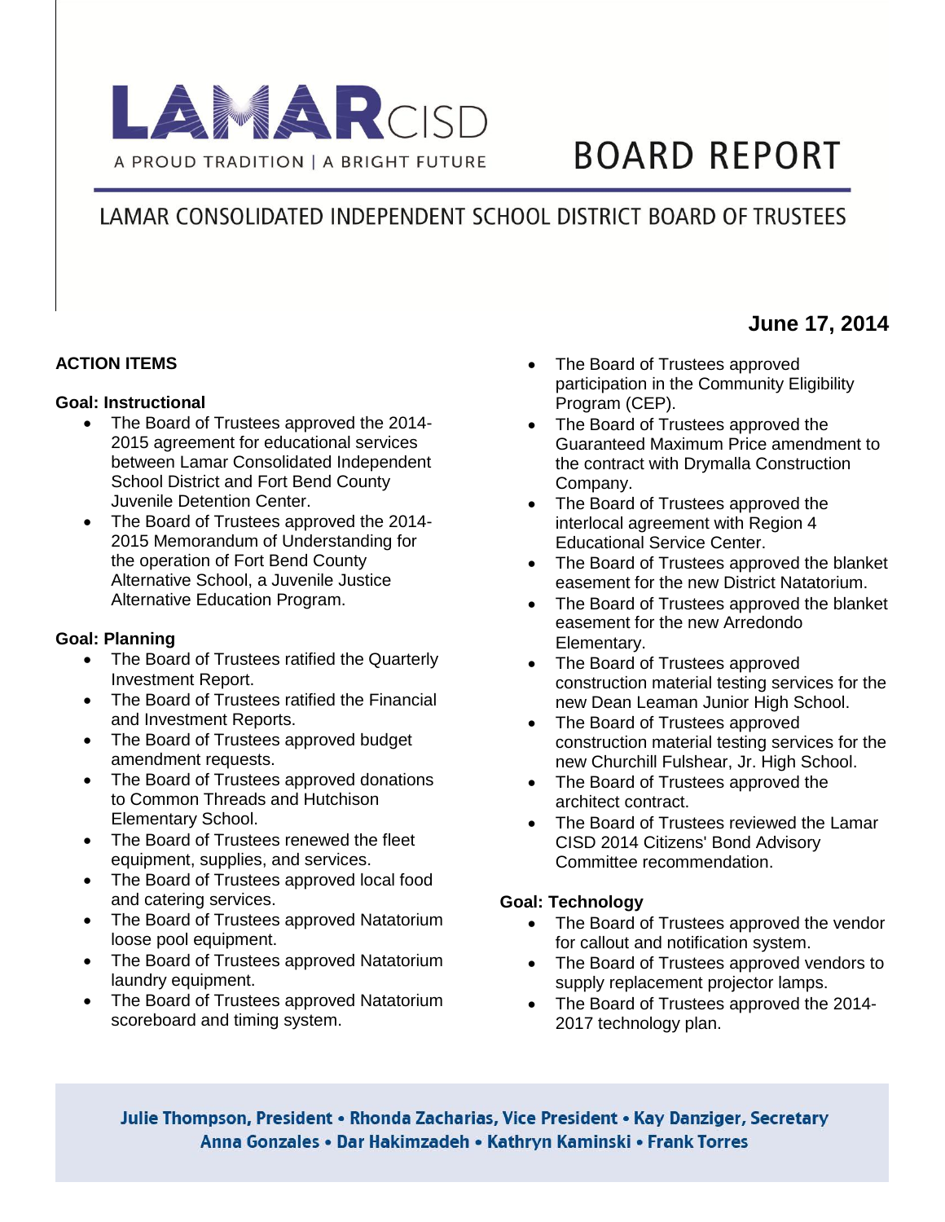# LAMAR CISD

A PROUD TRADITION | A BRIGHT FUTURE

# BOARD REPORT

## LAMAR CONSOLIDATED INDEPENDENT SCHOOL DISTRICT BOARD OF TRUSTEES

**June 17, 2014**

### ACTION ITEMS

**Goal: Instructional**

- The Board of Trustees approved the 2014-2015 agreement for educational services between Lamar Consolidated Independent School District and Fort Bend County Juvenile Detention Center.
- The Board of Trustees approved the 2014-2015 Memorandum of Understanding for the operation of Fort Bend County Alternative School, a Juvenile Justice Alternative Education Program.

**Goal: Planning**

- The Board of Trustees ratified the Quarterly Investment Report.
- The Board of Trustees ratified the Financial and Investment Reports.
- The Board of Trustees approved budget amendment requests.
- The Board of Trustees approved donations to Common Threads and Hutchison Elementary School.
- The Board of Trustees renewed the fleet equipment, supplies, and services.
- The Board of Trustees approved local food and catering services.
- The Board of Trustees approved Natatorium loose pool equipment.
- The Board of Trustees approved Natatorium laundry equipment.
- The Board of Trustees approved Natatorium scoreboard and timing system.
- The Board of Trustees approved participation in the Community Eligibility Program (CEP).
- The Board of Trustees approved the Guaranteed Maximum Price amendment to the contract with Drymalla Construction Company.
- The Board of Trustees approved the interlocal agreement with Region 4 Educational Service Center.
- The Board of Trustees approved the blanket easement for the new District Natatorium.
- The Board of Trustees approved the blanket easement for the new Arredondo Elementary.
- The Board of Trustees approved construction material testing services for the new Dean Leaman Junior High School.
- The Board of Trustees approved construction material testing services for the new Churchill Fulshear, Jr. High School.
- The Board of Trustees approved the architect contract.
- The Board of Trustees reviewed the Lamar CISD 2014 Citizens' Bond Advisory Committee recommendation.

**Goal: Technology**

- The Board of Trustees approved the vendor for callout and notification system.
- The Board of Trustees approved vendors to supply replacement projector lamps.
- The Board of Trustees approved the 2014-2017 technology plan.

**Julie Thompson, President • Rhonda Zacharias, Vice President • Kay Danziger, Secretary**
**Anna Gonzales • Dar Hakimzadeh • Kathryn Kaminski • Frank Torres**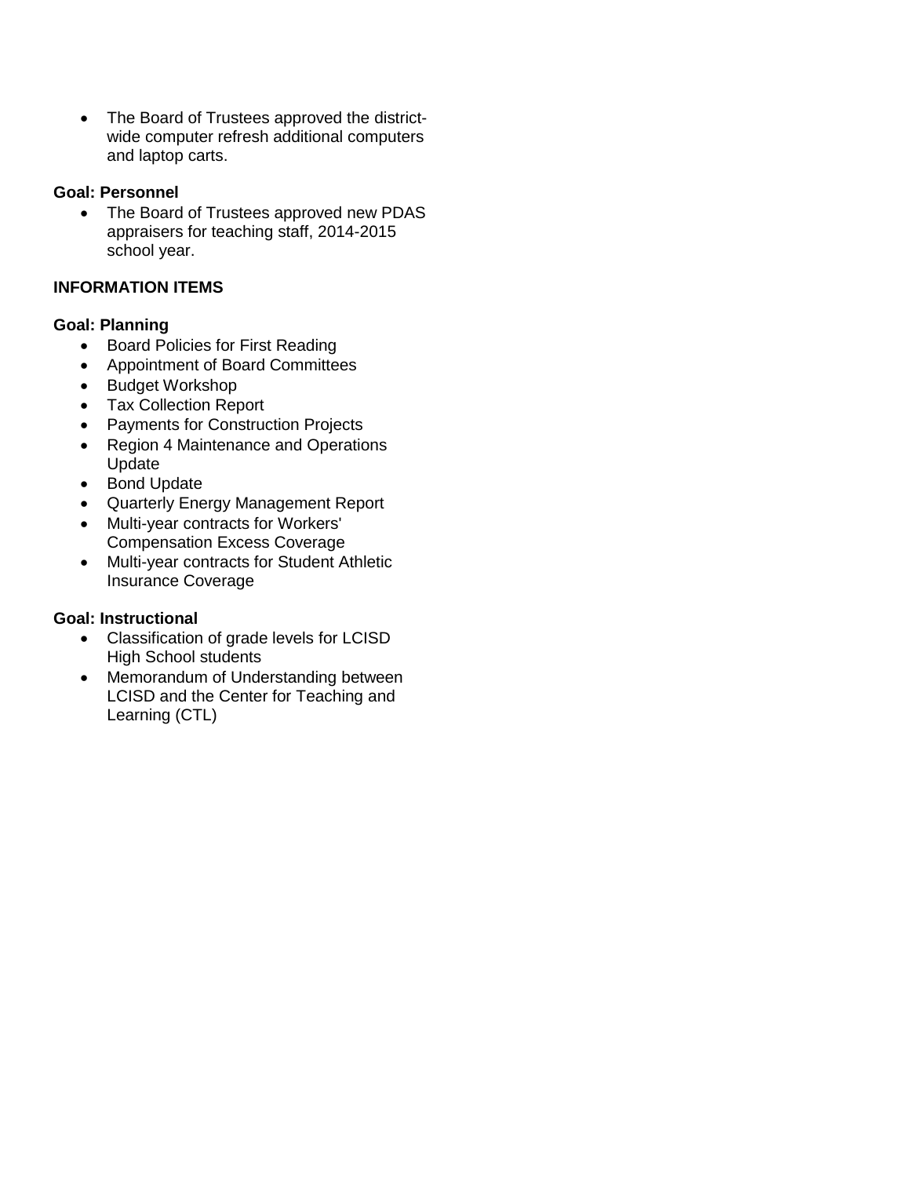- The Board of Trustees approved the district-wide computer refresh additional computers and laptop carts.

**Goal: Personnel**

- The Board of Trustees approved new PDAS appraisers for teaching staff, 2014-2015 school year.

**INFORMATION ITEMS**

**Goal: Planning**

- Board Policies for First Reading
- Appointment of Board Committees
- Budget Workshop
- Tax Collection Report
- Payments for Construction Projects
- Region 4 Maintenance and Operations Update
- Bond Update
- Quarterly Energy Management Report
- Multi-year contracts for Workers' Compensation Excess Coverage
- Multi-year contracts for Student Athletic Insurance Coverage

**Goal: Instructional**

- Classification of grade levels for LCISD High School students
- Memorandum of Understanding between LCISD and the Center for Teaching and Learning (CTL)